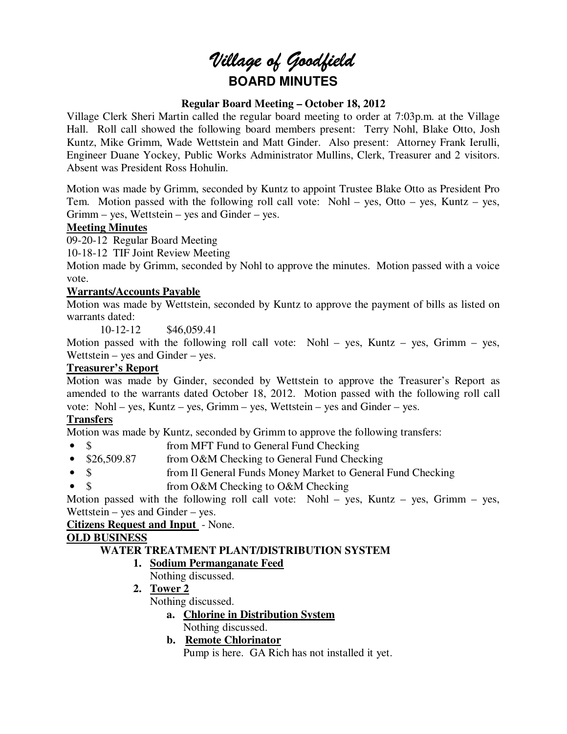# Village of Goodfield

## BOARD MINUTES

**Regular Board Meeting – October 18, 2012**

Village Clerk Sheri Martin called the regular board meeting to order at 7:03p.m. at the Village Hall. Roll call showed the following board members present: Terry Nohl, Blake Otto, Josh Kuntz, Mike Grimm, Wade Wettstein and Matt Ginder. Also present: Attorney Frank Ierulli, Engineer Duane Yockey, Public Works Administrator Mullins, Clerk, Treasurer and 2 visitors. Absent was President Ross Hohulin.

Motion was made by Grimm, seconded by Kuntz to appoint Trustee Blake Otto as President Pro Tem. Motion passed with the following roll call vote: Nohl – yes, Otto – yes, Kuntz – yes, Grimm – yes, Wettstein – yes and Ginder – yes.

**Meeting Minutes**

09-20-12 Regular Board Meeting

10-18-12 TIF Joint Review Meeting

Motion made by Grimm, seconded by Nohl to approve the minutes. Motion passed with a voice vote.

**Warrants/Accounts Payable**

Motion was made by Wettstein, seconded by Kuntz to approve the payment of bills as listed on warrants dated:

10-12-12 $46,059.41

Motion passed with the following roll call vote: Nohl – yes, Kuntz – yes, Grimm – yes, Wettstein – yes and Ginder – yes.

**Treasurer's Report**

Motion was made by Ginder, seconded by Wettstein to approve the Treasurer's Report as amended to the warrants dated October 18, 2012. Motion passed with the following roll call vote: Nohl – yes, Kuntz – yes, Grimm – yes, Wettstein – yes and Ginder – yes.

**Transfers**

Motion was made by Kuntz, seconded by Grimm to approve the following transfers:

- $ from MFT Fund to General Fund Checking
- $26,509.87 from O&M Checking to General Fund Checking
- $ from Il General Funds Money Market to General Fund Checking
- $ from O&M Checking to O&M Checking

Motion passed with the following roll call vote: Nohl – yes, Kuntz – yes, Grimm – yes, Wettstein – yes and Ginder – yes.

**Citizens Request and Input** - None.

**OLD BUSINESS**

**WATER TREATMENT PLANT/DISTRIBUTION SYSTEM**

1. **Sodium Permanganate Feed**
   Nothing discussed.
2. **Tower 2**
   Nothing discussed.
   a. **Chlorine in Distribution System**
      Nothing discussed.
   b. **Remote Chlorinator**
      Pump is here. GA Rich has not installed it yet.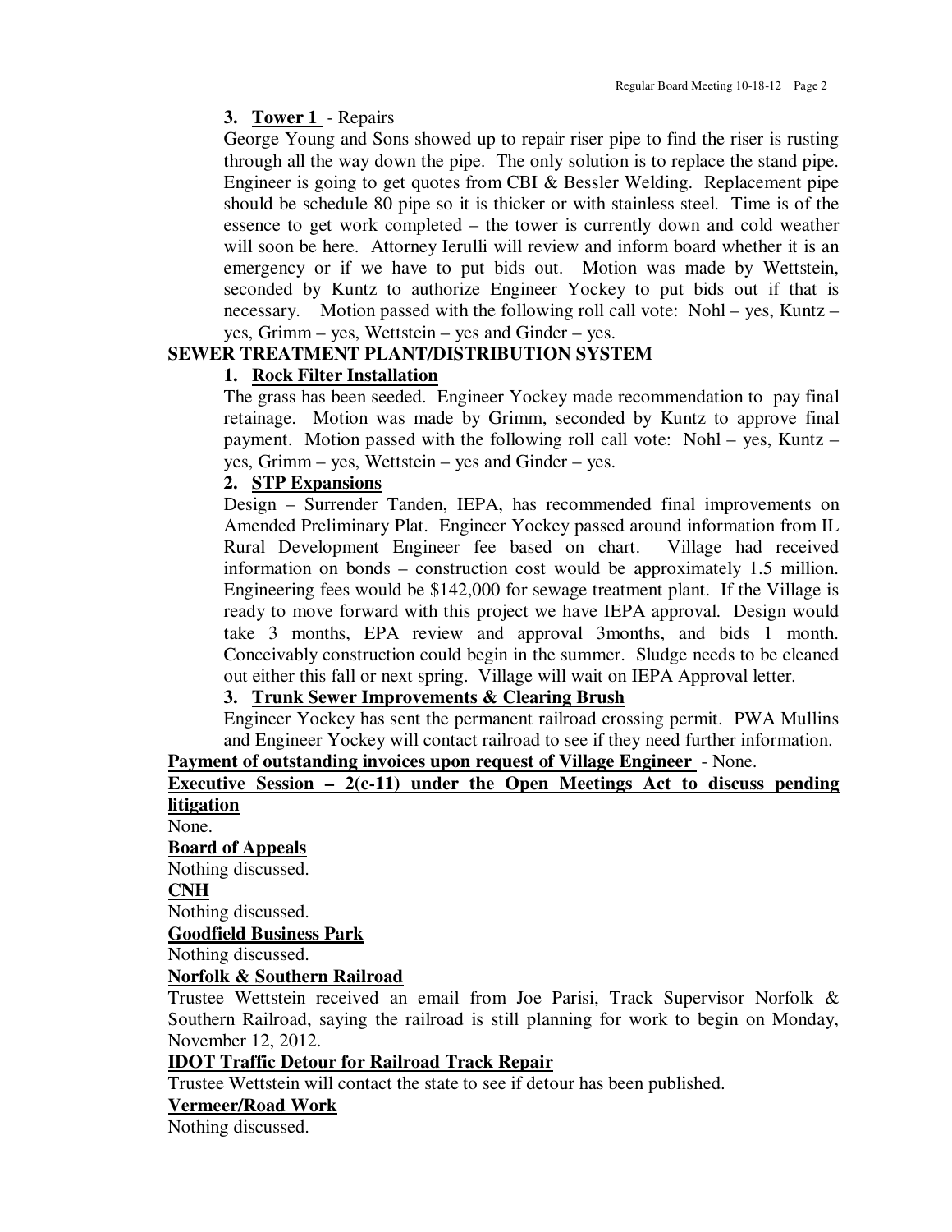3. **Tower 1** - Repairs

George Young and Sons showed up to repair riser pipe to find the riser is rusting through all the way down the pipe. The only solution is to replace the stand pipe. Engineer is going to get quotes from CBI & Bessler Welding. Replacement pipe should be schedule 80 pipe so it is thicker or with stainless steel. Time is of the essence to get work completed – the tower is currently down and cold weather will soon be here. Attorney Ierulli will review and inform board whether it is an emergency or if we have to put bids out. Motion was made by Wettstein, seconded by Kuntz to authorize Engineer Yockey to put bids out if that is necessary. Motion passed with the following roll call vote: Nohl – yes, Kuntz – yes, Grimm – yes, Wettstein – yes and Ginder – yes.

**SEWER TREATMENT PLANT/DISTRIBUTION SYSTEM**

1. **Rock Filter Installation**

The grass has been seeded. Engineer Yockey made recommendation to pay final retainage. Motion was made by Grimm, seconded by Kuntz to approve final payment. Motion passed with the following roll call vote: Nohl – yes, Kuntz – yes, Grimm – yes, Wettstein – yes and Ginder – yes.

2. **STP Expansions**

Design – Surrender Tanden, IEPA, has recommended final improvements on Amended Preliminary Plat. Engineer Yockey passed around information from IL Rural Development Engineer fee based on chart. Village had received information on bonds – construction cost would be approximately 1.5 million. Engineering fees would be $142,000 for sewage treatment plant. If the Village is ready to move forward with this project we have IEPA approval. Design would take 3 months, EPA review and approval 3months, and bids 1 month. Conceivably construction could begin in the summer. Sludge needs to be cleaned out either this fall or next spring. Village will wait on IEPA Approval letter.

3. **Trunk Sewer Improvements & Clearing Brush**

Engineer Yockey has sent the permanent railroad crossing permit. PWA Mullins and Engineer Yockey will contact railroad to see if they need further information.

**Payment of outstanding invoices upon request of Village Engineer** - None.

**Executive Session – 2(c-11) under the Open Meetings Act to discuss pending litigation**

None.

**Board of Appeals**

Nothing discussed.

**CNH**

Nothing discussed.

**Goodfield Business Park**

Nothing discussed.

**Norfolk & Southern Railroad**

Trustee Wettstein received an email from Joe Parisi, Track Supervisor Norfolk & Southern Railroad, saying the railroad is still planning for work to begin on Monday, November 12, 2012.

**IDOT Traffic Detour for Railroad Track Repair**

Trustee Wettstein will contact the state to see if detour has been published.

**Vermeer/Road Work**

Nothing discussed.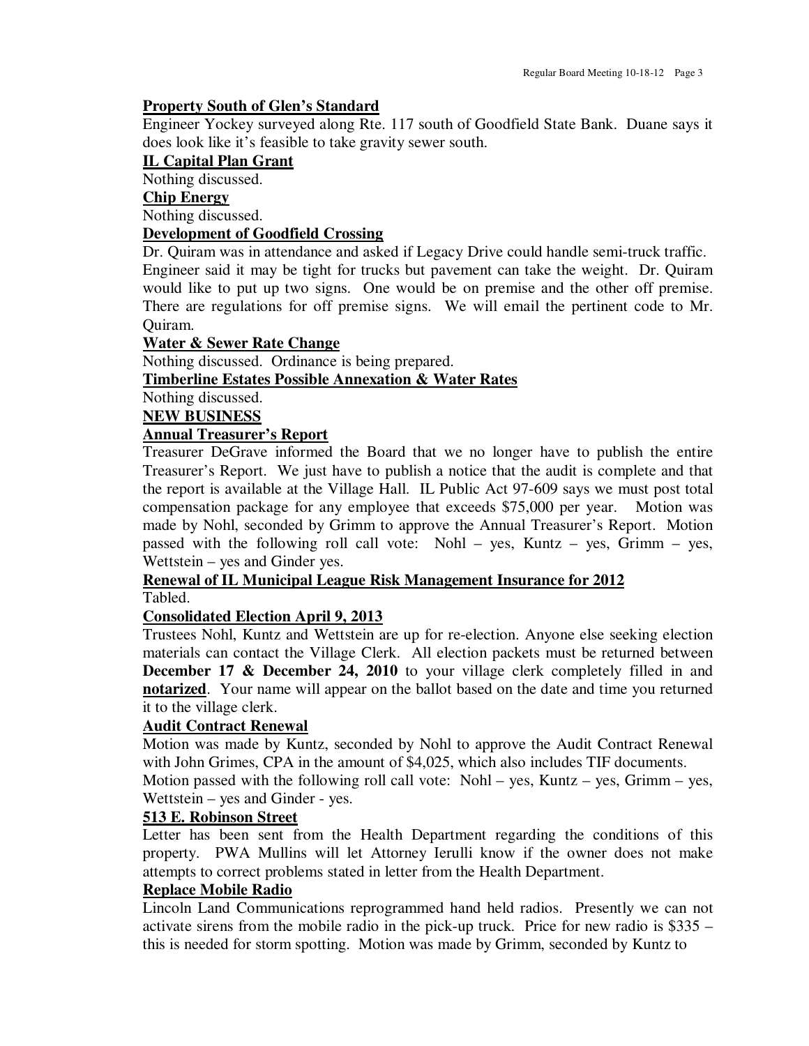**Property South of Glen's Standard**

Engineer Yockey surveyed along Rte. 117 south of Goodfield State Bank. Duane says it does look like it's feasible to take gravity sewer south.

**IL Capital Plan Grant**

Nothing discussed.

**Chip Energy**

Nothing discussed.

**Development of Goodfield Crossing**

Dr. Quiram was in attendance and asked if Legacy Drive could handle semi-truck traffic. Engineer said it may be tight for trucks but pavement can take the weight. Dr. Quiram would like to put up two signs. One would be on premise and the other off premise. There are regulations for off premise signs. We will email the pertinent code to Mr. Quiram.

**Water & Sewer Rate Change**

Nothing discussed. Ordinance is being prepared.

**Timberline Estates Possible Annexation & Water Rates**

Nothing discussed.

**NEW BUSINESS**

**Annual Treasurer's Report**

Treasurer DeGrave informed the Board that we no longer have to publish the entire Treasurer's Report. We just have to publish a notice that the audit is complete and that the report is available at the Village Hall. IL Public Act 97-609 says we must post total compensation package for any employee that exceeds $75,000 per year. Motion was made by Nohl, seconded by Grimm to approve the Annual Treasurer's Report. Motion passed with the following roll call vote: Nohl – yes, Kuntz – yes, Grimm – yes, Wettstein – yes and Ginder yes.

**Renewal of IL Municipal League Risk Management Insurance for 2012**

Tabled.

**Consolidated Election April 9, 2013**

Trustees Nohl, Kuntz and Wettstein are up for re-election. Anyone else seeking election materials can contact the Village Clerk. All election packets must be returned between **December 17 & December 24, 2010** to your village clerk completely filled in and **notarized**. Your name will appear on the ballot based on the date and time you returned it to the village clerk.

**Audit Contract Renewal**

Motion was made by Kuntz, seconded by Nohl to approve the Audit Contract Renewal with John Grimes, CPA in the amount of $4,025, which also includes TIF documents. Motion passed with the following roll call vote: Nohl – yes, Kuntz – yes, Grimm – yes, Wettstein – yes and Ginder - yes.

**513 E. Robinson Street**

Letter has been sent from the Health Department regarding the conditions of this property. PWA Mullins will let Attorney Ierulli know if the owner does not make attempts to correct problems stated in letter from the Health Department.

**Replace Mobile Radio**

Lincoln Land Communications reprogrammed hand held radios. Presently we can not activate sirens from the mobile radio in the pick-up truck. Price for new radio is $335 – this is needed for storm spotting. Motion was made by Grimm, seconded by Kuntz to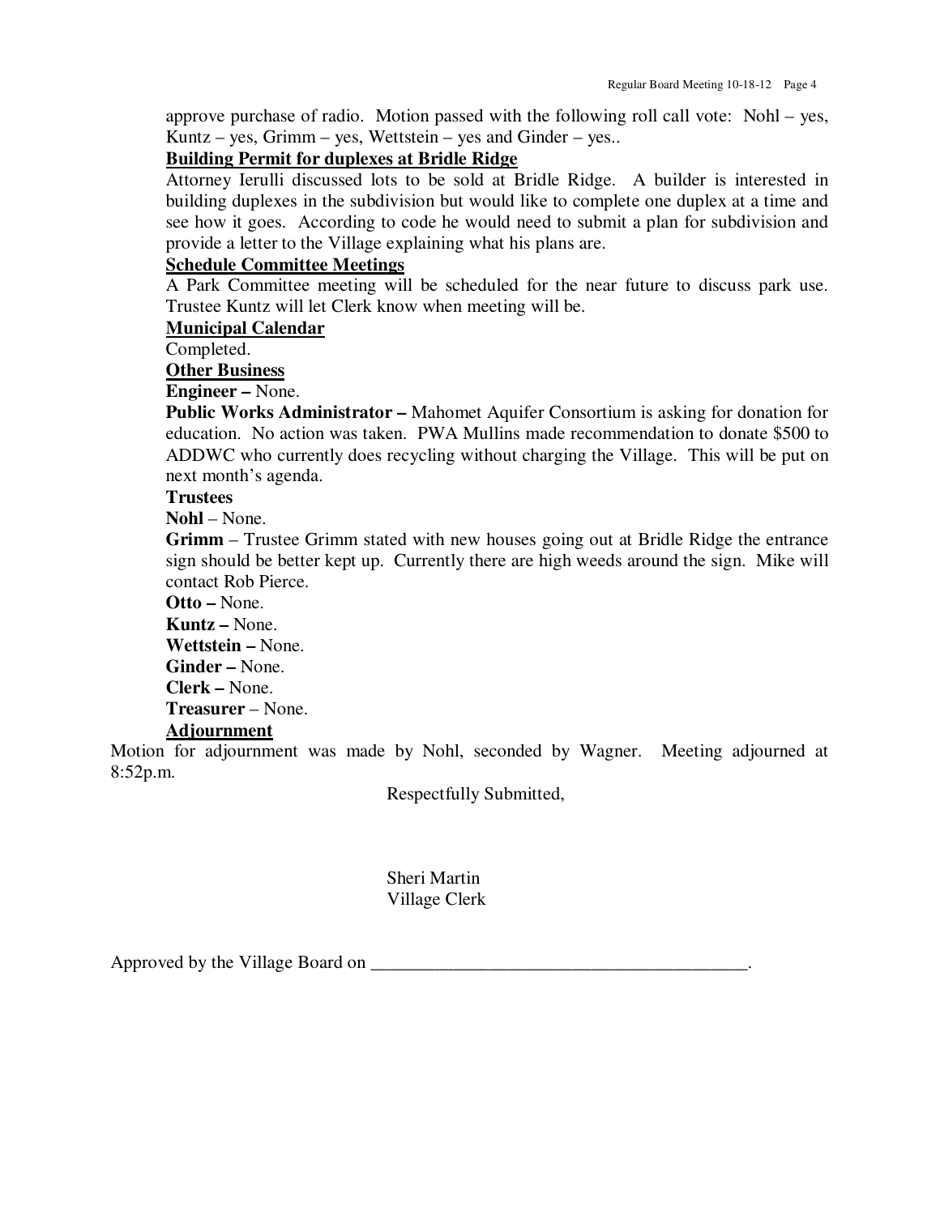approve purchase of radio. Motion passed with the following roll call vote: Nohl – yes, Kuntz – yes, Grimm – yes, Wettstein – yes and Ginder – yes..

**Building Permit for duplexes at Bridle Ridge**

Attorney Ierulli discussed lots to be sold at Bridle Ridge. A builder is interested in building duplexes in the subdivision but would like to complete one duplex at a time and see how it goes. According to code he would need to submit a plan for subdivision and provide a letter to the Village explaining what his plans are.

**Schedule Committee Meetings**

A Park Committee meeting will be scheduled for the near future to discuss park use. Trustee Kuntz will let Clerk know when meeting will be.

**Municipal Calendar**

Completed.

**Other Business**

**Engineer –** None.

**Public Works Administrator –** Mahomet Aquifer Consortium is asking for donation for education. No action was taken. PWA Mullins made recommendation to donate $500 to ADDWC who currently does recycling without charging the Village. This will be put on next month's agenda.

**Trustees**

**Nohl** – None.

**Grimm** – Trustee Grimm stated with new houses going out at Bridle Ridge the entrance sign should be better kept up. Currently there are high weeds around the sign. Mike will contact Rob Pierce.

**Otto –** None.

**Kuntz –** None.

**Wettstein –** None.

**Ginder –** None.

**Clerk –** None.

**Treasurer** – None.

**Adjournment**

Motion for adjournment was made by Nohl, seconded by Wagner. Meeting adjourned at 8:52p.m.

Respectfully Submitted,

Sheri Martin
Village Clerk

Approved by the Village Board on ________________________________________.